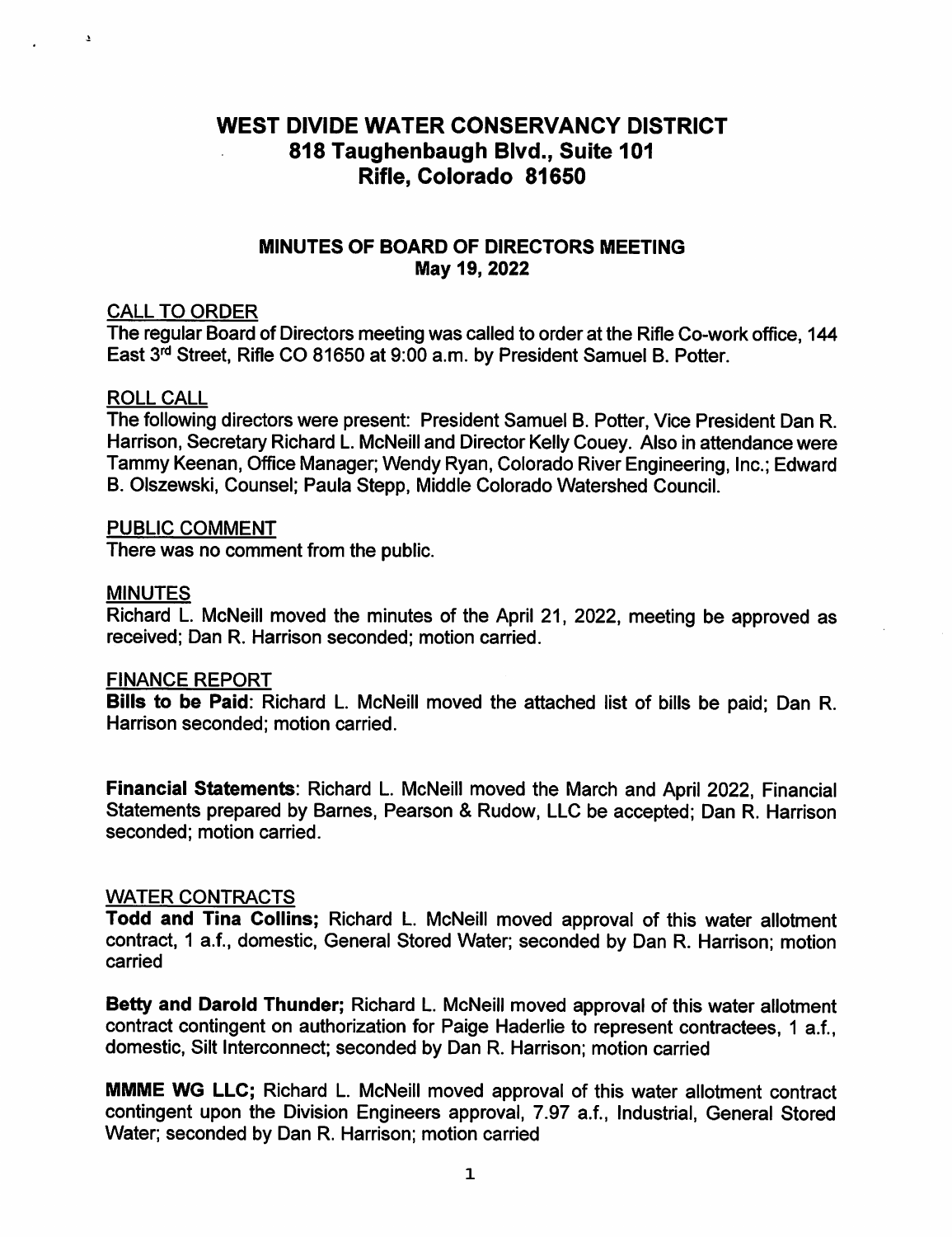# WEST DIVIDE WATER CONSERVANCY DISTRICT
# 818 Taughenbaugh Blvd., Suite 101
# Rifle, Colorado 81650

## MINUTES OF BOARD OF DIRECTORS MEETING
## May 19, 2022

### CALL TO ORDER

The regular Board of Directors meeting was called to order at the Rifle Co-work office, 144 East 3rd Street, Rifle CO 81650 at 9:00 a.m. by President Samuel B. Potter.

### ROLL CALL

The following directors were present: President Samuel B. Potter, Vice President Dan R. Harrison, Secretary Richard L. McNeill and Director Kelly Couey. Also in attendance were Tammy Keenan, Office Manager; Wendy Ryan, Colorado River Engineering, Inc.; Edward B. Olszewski, Counsel; Paula Stepp, Middle Colorado Watershed Council.

### PUBLIC COMMENT

There was no comment from the public.

### MINUTES

Richard L. McNeill moved the minutes of the April 21, 2022, meeting be approved as received; Dan R. Harrison seconded; motion carried.

### FINANCE REPORT

**Bills to be Paid**: Richard L. McNeill moved the attached list of bills be paid; Dan R. Harrison seconded; motion carried.

**Financial Statements**: Richard L. McNeill moved the March and April 2022, Financial Statements prepared by Barnes, Pearson & Rudow, LLC be accepted; Dan R. Harrison seconded; motion carried.

### WATER CONTRACTS

**Todd and Tina Collins;** Richard L. McNeill moved approval of this water allotment contract, 1 a.f., domestic, General Stored Water; seconded by Dan R. Harrison; motion carried

**Betty and Darold Thunder;** Richard L. McNeill moved approval of this water allotment contract contingent on authorization for Paige Haderlie to represent contractees, 1 a.f., domestic, Silt Interconnect; seconded by Dan R. Harrison; motion carried

**MMME WG LLC;** Richard L. McNeill moved approval of this water allotment contract contingent upon the Division Engineers approval, 7.97 a.f., Industrial, General Stored Water; seconded by Dan R. Harrison; motion carried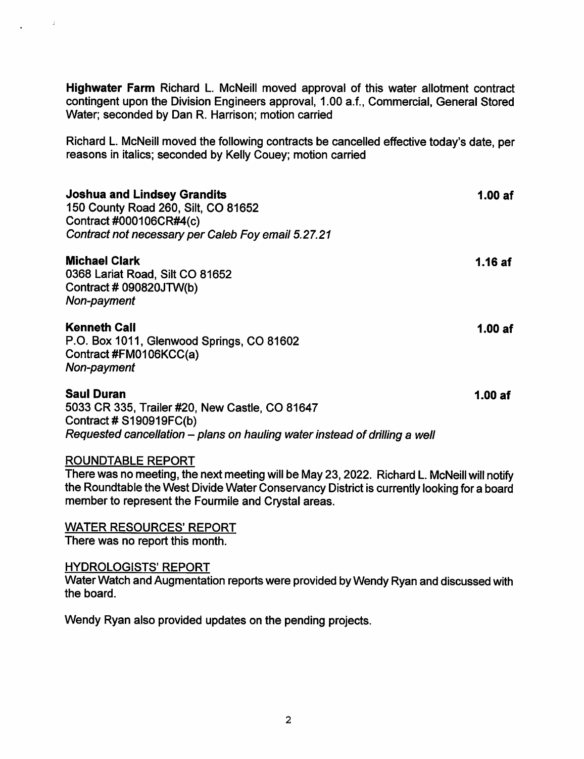**Highwater Farm** Richard L. McNeill moved approval of this water allotment contract contingent upon the Division Engineers approval, 1.00 a.f., Commercial, General Stored Water; seconded by Dan R. Harrison; motion carried

Richard L. McNeill moved the following contracts be cancelled effective today's date, per reasons in italics; seconded by Kelly Couey; motion carried

**Joshua and Lindsey Grandits** **1.00 af**
150 County Road 260, Silt, CO 81652
Contract #000106CR#4(c)
*Contract not necessary per Caleb Foy email 5.27.21*

**Michael Clark** **1.16 af**
0368 Lariat Road, Silt CO 81652
Contract # 090820JTW(b)
*Non-payment*

**Kenneth Call** **1.00 af**
P.O. Box 1011, Glenwood Springs, CO 81602
Contract #FM0106KCC(a)
*Non-payment*

**Saul Duran** **1.00 af**
5033 CR 335, Trailer #20, New Castle, CO 81647
Contract # S190919FC(b)
*Requested cancellation – plans on hauling water instead of drilling a well*

## ROUNDTABLE REPORT

There was no meeting, the next meeting will be May 23, 2022. Richard L. McNeill will notify the Roundtable the West Divide Water Conservancy District is currently looking for a board member to represent the Fourmile and Crystal areas.

## WATER RESOURCES' REPORT

There was no report this month.

## HYDROLOGISTS' REPORT

Water Watch and Augmentation reports were provided by Wendy Ryan and discussed with the board.

Wendy Ryan also provided updates on the pending projects.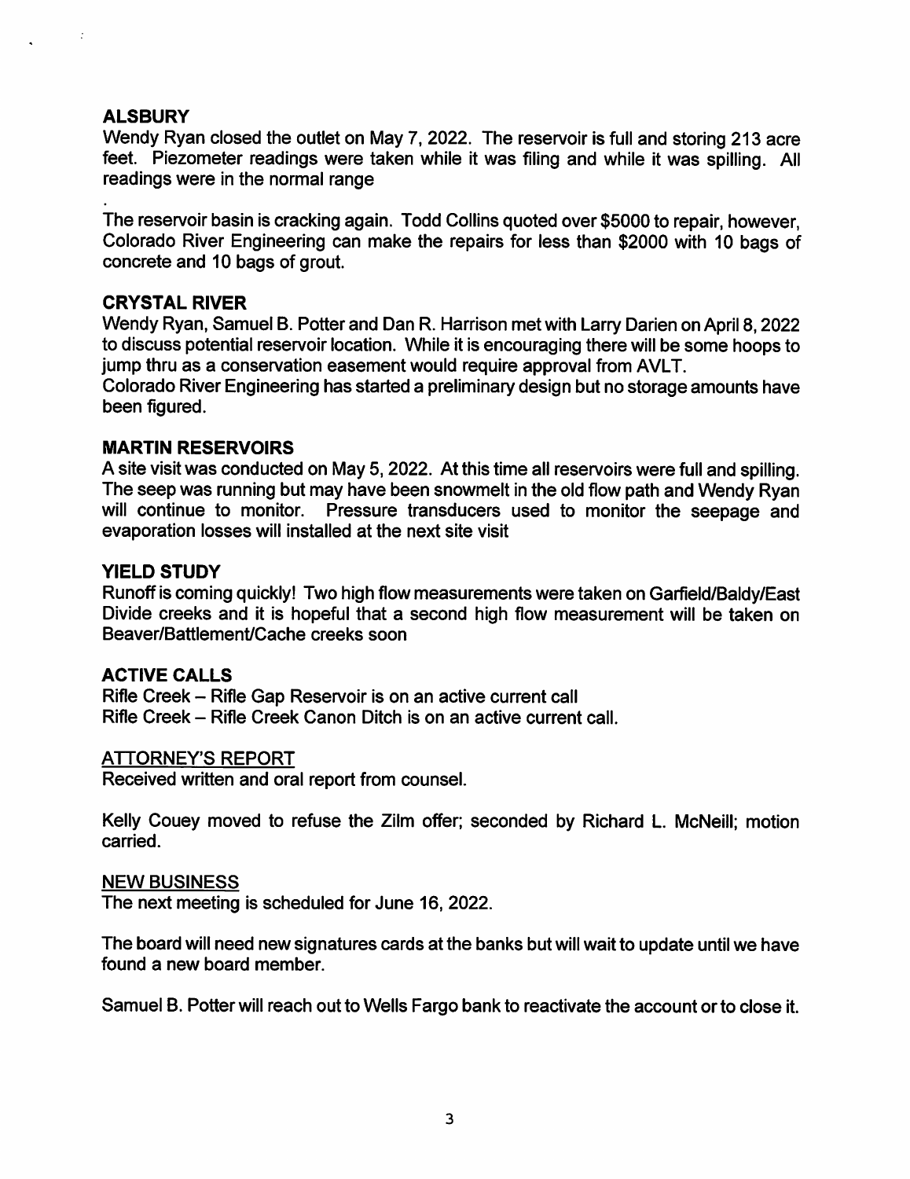### ALSBURY

Wendy Ryan closed the outlet on May 7, 2022. The reservoir is full and storing 213 acre feet. Piezometer readings were taken while it was filing and while it was spilling. All readings were in the normal range

.

The reservoir basin is cracking again. Todd Collins quoted over $5000 to repair, however, Colorado River Engineering can make the repairs for less than $2000 with 10 bags of concrete and 10 bags of grout.

### CRYSTAL RIVER

Wendy Ryan, Samuel B. Potter and Dan R. Harrison met with Larry Darien on April 8, 2022 to discuss potential reservoir location. While it is encouraging there will be some hoops to jump thru as a conservation easement would require approval from AVLT.

Colorado River Engineering has started a preliminary design but no storage amounts have been figured.

### MARTIN RESERVOIRS

A site visit was conducted on May 5, 2022. At this time all reservoirs were full and spilling. The seep was running but may have been snowmelt in the old flow path and Wendy Ryan will continue to monitor. Pressure transducers used to monitor the seepage and evaporation losses will installed at the next site visit

### YIELD STUDY

Runoff is coming quickly! Two high flow measurements were taken on Garfield/Baldy/East Divide creeks and it is hopeful that a second high flow measurement will be taken on Beaver/Battlement/Cache creeks soon

### ACTIVE CALLS

Rifle Creek – Rifle Gap Reservoir is on an active current call

Rifle Creek – Rifle Creek Canon Ditch is on an active current call.

### ATTORNEY'S REPORT

Received written and oral report from counsel.

Kelly Couey moved to refuse the Zilm offer; seconded by Richard L. McNeill; motion carried.

### NEW BUSINESS

The next meeting is scheduled for June 16, 2022.

The board will need new signatures cards at the banks but will wait to update until we have found a new board member.

Samuel B. Potter will reach out to Wells Fargo bank to reactivate the account or to close it.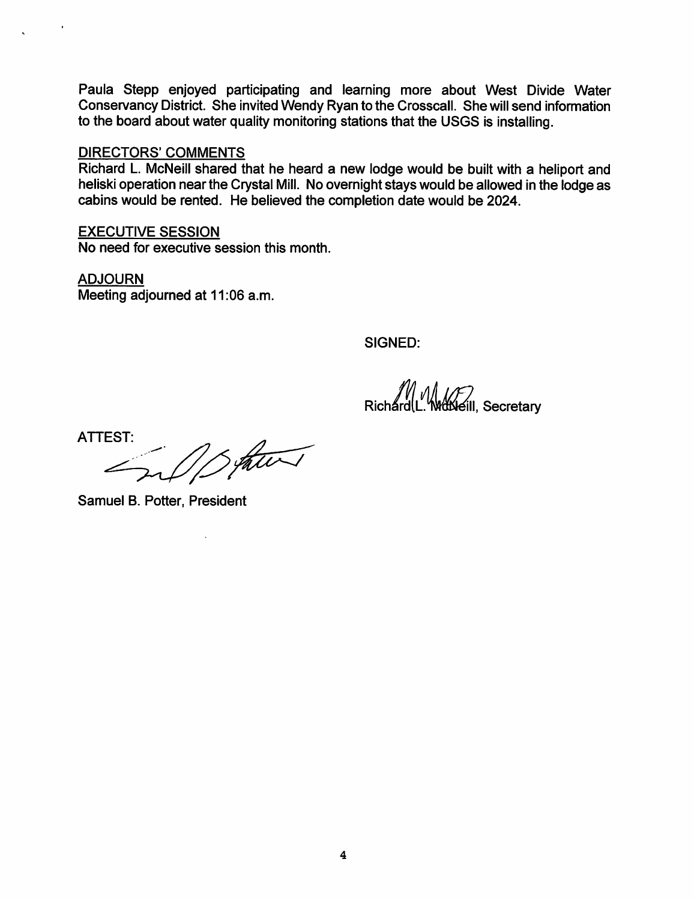Paula Stepp enjoyed participating and learning more about West Divide Water Conservancy District. She invited Wendy Ryan to the Crosscall. She will send information to the board about water quality monitoring stations that the USGS is installing.

## DIRECTORS' COMMENTS

Richard L. McNeill shared that he heard a new lodge would be built with a heliport and heliski operation near the Crystal Mill. No overnight stays would be allowed in the lodge as cabins would be rented. He believed the completion date would be 2024.

## EXECUTIVE SESSION

No need for executive session this month.

## ADJOURN

Meeting adjourned at 11:06 a.m.

SIGNED:

Richard L. McNeill, Secretary

ATTEST:

Samuel B. Potter, President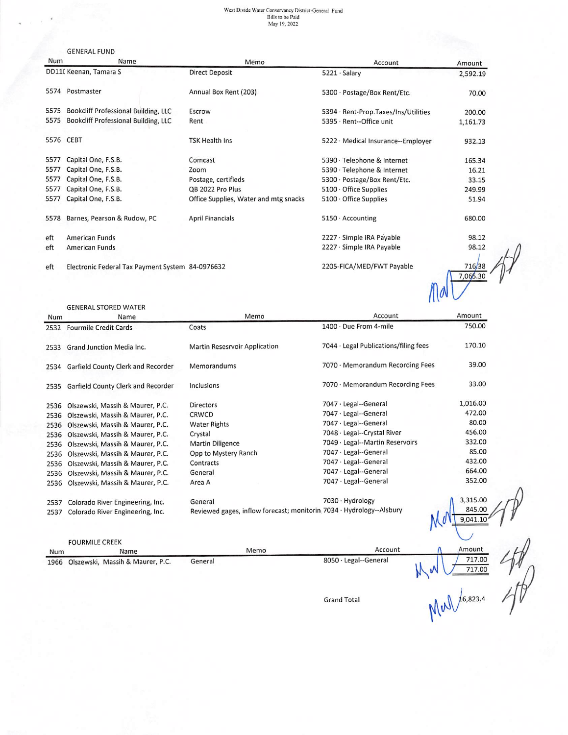West Divide Water Conservancy District-General Fund
Bills to be Paid
May 19, 2022

GENERAL FUND

| Num | Name | Memo | Account | Amount |
|---|---|---|---|---|
| DD11( | Keenan, Tamara S | Direct Deposit | 5221 · Salary | 2,592.19 |
| 5574 | Postmaster | Annual Box Rent (203) | 5300 · Postage/Box Rent/Etc. | 70.00 |
| 5575 | Bookcliff Professional Building, LLC | Escrow | 5394 · Rent-Prop.Taxes/Ins/Utilities | 200.00 |
| 5575 | Bookcliff Professional Building, LLC | Rent | 5395 · Rent--Office unit | 1,161.73 |
| 5576 | CEBT | TSK Health Ins | 5222 · Medical Insurance--Employer | 932.13 |
| 5577 | Capital One, F.S.B. | Comcast | 5390 · Telephone & Internet | 165.34 |
| 5577 | Capital One, F.S.B. | Zoom | 5390 · Telephone & Internet | 16.21 |
| 5577 | Capital One, F.S.B. | Postage, certifieds | 5300 · Postage/Box Rent/Etc. | 33.15 |
| 5577 | Capital One, F.S.B. | QB 2022 Pro Plus | 5100 · Office Supplies | 249.99 |
| 5577 | Capital One, F.S.B. | Office Supplies, Water and mtg snacks | 5100 · Office Supplies | 51.94 |
| 5578 | Barnes, Pearson & Rudow, PC | April Financials | 5150 · Accounting | 680.00 |
| eft | American Funds | | 2227 · Simple IRA Payable | 98.12 |
| eft | American Funds | | 2227 · Simple IRA Payable | 98.12 |
| eft | Electronic Federal Tax Payment System 84-0976632 | | 2205-FICA/MED/FWT Payable | 716.38 |
| | | | | 7,065.30 |

GENERAL STORED WATER

| Num | Name | Memo | Account | Amount |
|---|---|---|---|---|
| 2532 | Fourmile Credit Cards | Coats | 1400 · Due From 4-mile | 750.00 |
| 2533 | Grand Junction Media Inc. | Martin Resesrvoir Application | 7044 · Legal Publications/filing fees | 170.10 |
| 2534 | Garfield County Clerk and Recorder | Memorandums | 7070 · Memorandum Recording Fees | 39.00 |
| 2535 | Garfield County Clerk and Recorder | Inclusions | 7070 · Memorandum Recording Fees | 33.00 |
| 2536 | Olszewski, Massih & Maurer, P.C. | Directors | 7047 · Legal--General | 1,016.00 |
| 2536 | Olszewski, Massih & Maurer, P.C. | CRWCD | 7047 · Legal--General | 472.00 |
| 2536 | Olszewski, Massih & Maurer, P.C. | Water Rights | 7047 · Legal--General | 80.00 |
| 2536 | Olszewski, Massih & Maurer, P.C. | Crystal | 7048 · Legal--Crystal River | 456.00 |
| 2536 | Olszewski, Massih & Maurer, P.C. | Martin Diligence | 7049 · Legal--Martin Reservoirs | 332.00 |
| 2536 | Olszewski, Massih & Maurer, P.C. | Opp to Mystery Ranch | 7047 · Legal--General | 85.00 |
| 2536 | Olszewski, Massih & Maurer, P.C. | Contracts | 7047 · Legal--General | 432.00 |
| 2536 | Olszewski, Massih & Maurer, P.C. | General | 7047 · Legal--General | 664.00 |
| 2536 | Olszewski, Massih & Maurer, P.C. | Area A | 7047 · Legal--General | 352.00 |
| 2537 | Colorado River Engineering, Inc. | General | 7030 · Hydrology | 3,315.00 |
| 2537 | Colorado River Engineering, Inc. | Reviewed gages, inflow forecast; monitorin | 7034 · Hydrology--Alsbury | 845.00 |
| | | | | 9,041.10 |

FOURMILE CREEK

| Num | Name | Memo | Account | Amount |
|---|---|---|---|---|
| 1966 | Olszewski, Massih & Maurer, P.C. | General | 8050 · Legal--General | 717.00 |
| | | | | 717.00 |

Grand Total 16,823.4